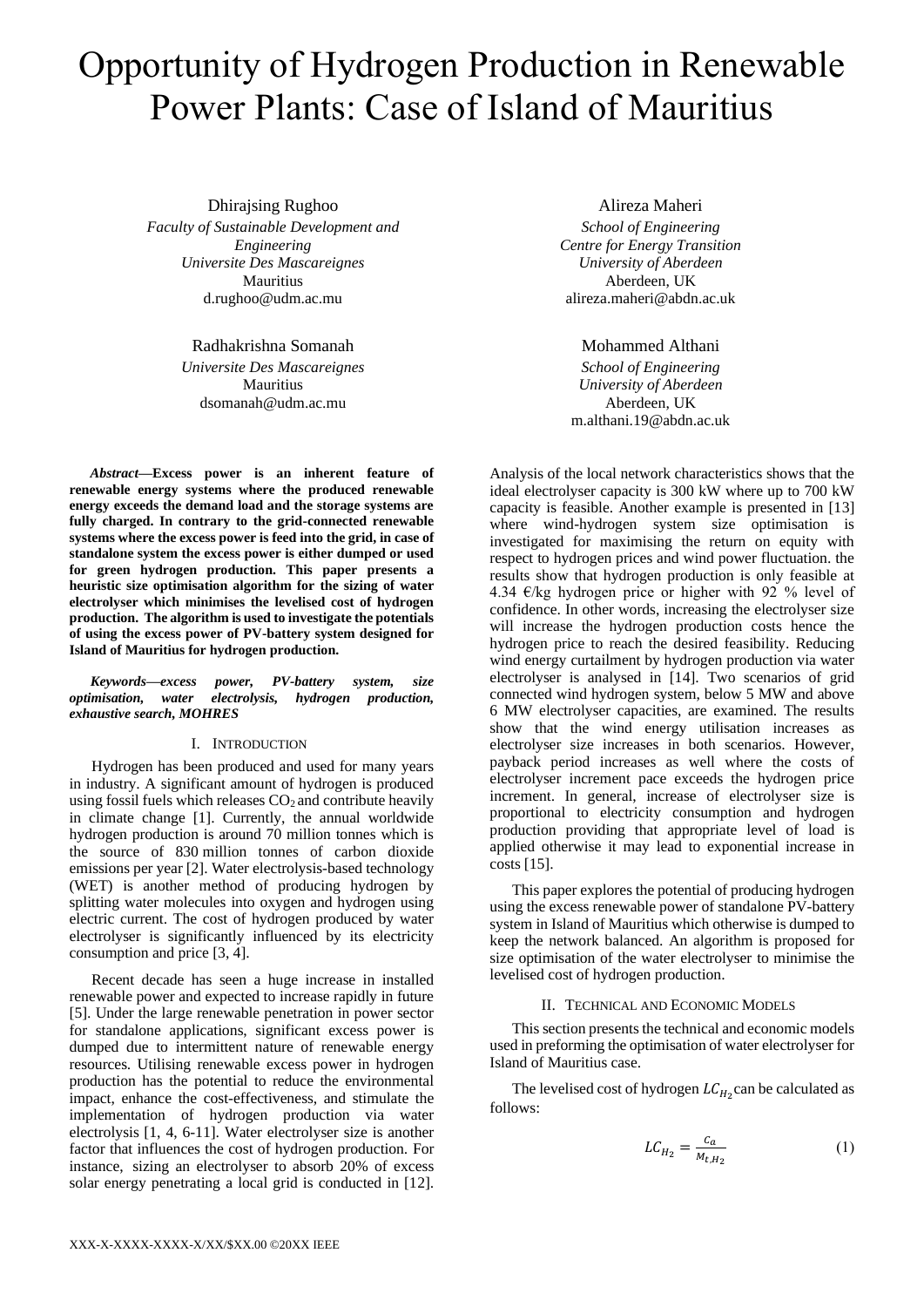# Opportunity of Hydrogen Production in Renewable Power Plants: Case of Island of Mauritius

Dhirajsing Rughoo
*Faculty of Sustainable Development and Engineering*
*Universite Des Mascareignes*
Mauritius
d.rughoo@udm.ac.mu

Alireza Maheri
*School of Engineering*
*Centre for Energy Transition*
*University of Aberdeen*
Aberdeen, UK
alireza.maheri@abdn.ac.uk

Radhakrishna Somanah
*Universite Des Mascareignes*
Mauritius
dsomanah@udm.ac.mu

Mohammed Althani
*School of Engineering*
*University of Aberdeen*
Aberdeen, UK
m.althani.19@abdn.ac.uk

***Abstract*—Excess power is an inherent feature of renewable energy systems where the produced renewable energy exceeds the demand load and the storage systems are fully charged. In contrary to the grid-connected renewable systems where the excess power is feed into the grid, in case of standalone system the excess power is either dumped or used for green hydrogen production. This paper presents a heuristic size optimisation algorithm for the sizing of water electrolyser which minimises the levelised cost of hydrogen production. The algorithm is used to investigate the potentials of using the excess power of PV-battery system designed for Island of Mauritius for hydrogen production.**

***Keywords*—*excess power, PV-battery system, size optimisation, water electrolysis, hydrogen production, exhaustive search, MOHRES***

## I. Introduction

Hydrogen has been produced and used for many years in industry. A significant amount of hydrogen is produced using fossil fuels which releases $CO_2$ and contribute heavily in climate change [1]. Currently, the annual worldwide hydrogen production is around 70 million tonnes which is the source of 830 million tonnes of carbon dioxide emissions per year [2]. Water electrolysis-based technology (WET) is another method of producing hydrogen by splitting water molecules into oxygen and hydrogen using electric current. The cost of hydrogen produced by water electrolyser is significantly influenced by its electricity consumption and price [3, 4].

Recent decade has seen a huge increase in installed renewable power and expected to increase rapidly in future [5]. Under the large renewable penetration in power sector for standalone applications, significant excess power is dumped due to intermittent nature of renewable energy resources. Utilising renewable excess power in hydrogen production has the potential to reduce the environmental impact, enhance the cost-effectiveness, and stimulate the implementation of hydrogen production via water electrolysis [1, 4, 6-11]. Water electrolyser size is another factor that influences the cost of hydrogen production. For instance, sizing an electrolyser to absorb 20% of excess solar energy penetrating a local grid is conducted in [12]. Analysis of the local network characteristics shows that the ideal electrolyser capacity is 300 kW where up to 700 kW capacity is feasible. Another example is presented in [13] where wind-hydrogen system size optimisation is investigated for maximising the return on equity with respect to hydrogen prices and wind power fluctuation. the results show that hydrogen production is only feasible at 4.34 €/kg hydrogen price or higher with 92 % level of confidence. In other words, increasing the electrolyser size will increase the hydrogen production costs hence the hydrogen price to reach the desired feasibility. Reducing wind energy curtailment by hydrogen production via water electrolyser is analysed in [14]. Two scenarios of grid connected wind hydrogen system, below 5 MW and above 6 MW electrolyser capacities, are examined. The results show that the wind energy utilisation increases as electrolyser size increases in both scenarios. However, payback period increases as well where the costs of electrolyser increment pace exceeds the hydrogen price increment. In general, increase of electrolyser size is proportional to electricity consumption and hydrogen production providing that appropriate level of load is applied otherwise it may lead to exponential increase in costs [15].

This paper explores the potential of producing hydrogen using the excess renewable power of standalone PV-battery system in Island of Mauritius which otherwise is dumped to keep the network balanced. An algorithm is proposed for size optimisation of the water electrolyser to minimise the levelised cost of hydrogen production.

## II. Technical and Economic Models

This section presents the technical and economic models used in preforming the optimisation of water electrolyser for Island of Mauritius case.

The levelised cost of hydrogen $LC_{H_2}$ can be calculated as follows:

$$LC_{H_2} = \frac{C_a}{M_{t,H_2}} \quad (1)$$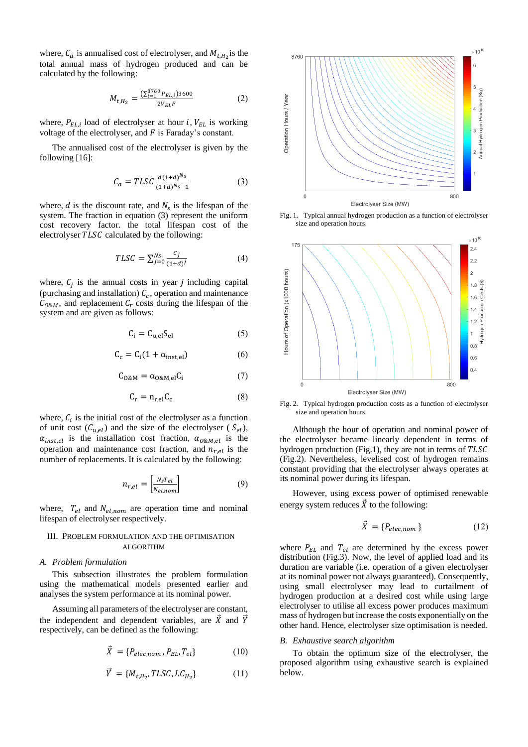where, $C_a$ is annualised cost of electrolyser, and $M_{t,H_2}$ is the total annual mass of hydrogen produced and can be calculated by the following:

$$M_{t,H_2} = \frac{(\sum_{i=1}^{8760} P_{EL,i})3600}{2V_{EL}F} \quad (2)$$

where, $P_{EL,i}$ load of electrolyser at hour $i$, $V_{EL}$ is working voltage of the electrolyser, and $F$ is Faraday's constant.

The annualised cost of the electrolyser is given by the following [16]:

$$C_a = TLSC \frac{d(1+d)^{N_s}}{(1+d)^{N_s-1}} \quad (3)$$

where, $d$ is the discount rate, and $N_s$ is the lifespan of the system. The fraction in equation (3) represent the uniform cost recovery factor. the total lifespan cost of the electrolyser $TLSC$ calculated by the following:

$$TLSC = \sum_{j=0}^{Ns} \frac{C_j}{(1+d)^j} \quad (4)$$

where, $C_j$ is the annual costs in year $j$ including capital (purchasing and installation) $C_c$, operation and maintenance $C_{O\&M}$, and replacement $C_r$ costs during the lifespan of the system and are given as follows:

$$C_i = C_{u,el}S_{el} \quad (5)$$

$$C_c = C_i(1 + \alpha_{inst,el}) \quad (6)$$

$$C_{O\&M} = \alpha_{O\&M,el}C_i \quad (7)$$

$$C_r = n_{r,el}C_c \quad (8)$$

where, $C_i$ is the initial cost of the electrolyser as a function of unit cost ($C_{u,el}$) and the size of the electrolyser ($S_{el}$), $\alpha_{inst,el}$ is the installation cost fraction, $\alpha_{O\&M,el}$ is the operation and maintenance cost fraction, and $n_{r,el}$ is the number of replacements. It is calculated by the following:

$$n_{r,el} = \left[\frac{N_s T_{el}}{N_{el,nom}}\right] \quad (9)$$

where, $T_{el}$ and $N_{el,nom}$ are operation time and nominal lifespan of electrolyser respectively.

## III. Problem Formulation and the Optimisation Algorithm

### A. Problem formulation

This subsection illustrates the problem formulation using the mathematical models presented earlier and analyses the system performance at its nominal power.

Assuming all parameters of the electrolyser are constant, the independent and dependent variables, are $\vec{X}$ and $\vec{Y}$ respectively, can be defined as the following:

$$\vec{X} = \{P_{elec,nom}, P_{EL}, T_{el}\} \quad (10)$$

$$\vec{Y} = \{M_{t,H_2}, TLSC, LC_{H_2}\} \quad (11)$$

Fig. 1. Typical annual hydrogen production as a function of electrolyser size and operation hours.

Fig. 2. Typical hydrogen production costs as a function of electrolyser size and operation hours.

Although the hour of operation and nominal power of the electrolyser became linearly dependent in terms of hydrogen production (Fig.1), they are not in terms of $TLSC$ (Fig.2). Nevertheless, levelised cost of hydrogen remains constant providing that the electrolyser always operates at its nominal power during its lifespan.

However, using excess power of optimised renewable energy system reduces $\vec{X}$ to the following:

$$\vec{X} = \{P_{elec,nom}\} \quad (12)$$

where $P_{EL}$ and $T_{el}$ are determined by the excess power distribution (Fig.3). Now, the level of applied load and its duration are variable (i.e. operation of a given electrolyser at its nominal power not always guaranteed). Consequently, using small electrolyser may lead to curtailment of hydrogen production at a desired cost while using large electrolyser to utilise all excess power produces maximum mass of hydrogen but increase the costs exponentially on the other hand. Hence, electrolyser size optimisation is needed.

### B. Exhaustive search algorithm

To obtain the optimum size of the electrolyser, the proposed algorithm using exhaustive search is explained below.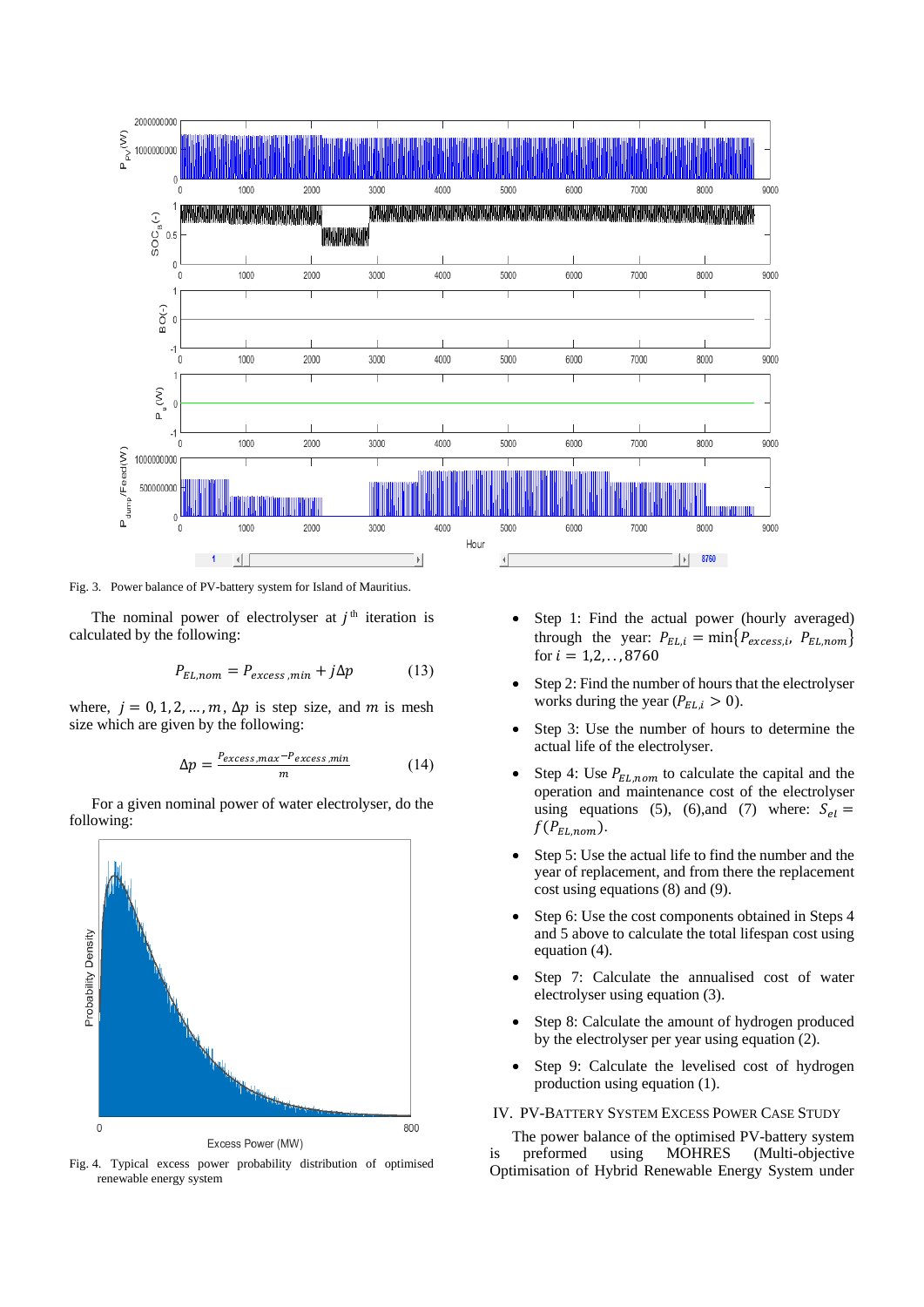Fig. 3. Power balance of PV-battery system for Island of Mauritius.

The nominal power of electrolyser at $j^{th}$ iteration is calculated by the following:

$$P_{EL,nom} = P_{excess,min} + j\Delta p \tag{13}$$

where, $j = 0, 1, 2, \ldots, m$, $\Delta p$ is step size, and $m$ is mesh size which are given by the following:

$$\Delta p = \frac{P_{excess,max} - P_{excess,min}}{m} \tag{14}$$

For a given nominal power of water electrolyser, do the following:

Fig. 4. Typical excess power probability distribution of optimised renewable energy system

- Step 1: Find the actual power (hourly averaged) through the year: $P_{EL,i} = \min\{P_{excess,i}, P_{EL,nom}\}$ for $i = 1, 2, \ldots, 8760$
- Step 2: Find the number of hours that the electrolyser works during the year ($P_{EL,i} > 0$).
- Step 3: Use the number of hours to determine the actual life of the electrolyser.
- Step 4: Use $P_{EL,nom}$ to calculate the capital and the operation and maintenance cost of the electrolyser using equations (5), (6),and (7) where: $S_{el} = f(P_{EL,nom})$.
- Step 5: Use the actual life to find the number and the year of replacement, and from there the replacement cost using equations (8) and (9).
- Step 6: Use the cost components obtained in Steps 4 and 5 above to calculate the total lifespan cost using equation (4).
- Step 7: Calculate the annualised cost of water electrolyser using equation (3).
- Step 8: Calculate the amount of hydrogen produced by the electrolyser per year using equation (2).
- Step 9: Calculate the levelised cost of hydrogen production using equation (1).

## IV. PV-Battery System Excess Power Case Study

The power balance of the optimised PV-battery system is preformed using MOHRES (Multi-objective Optimisation of Hybrid Renewable Energy System under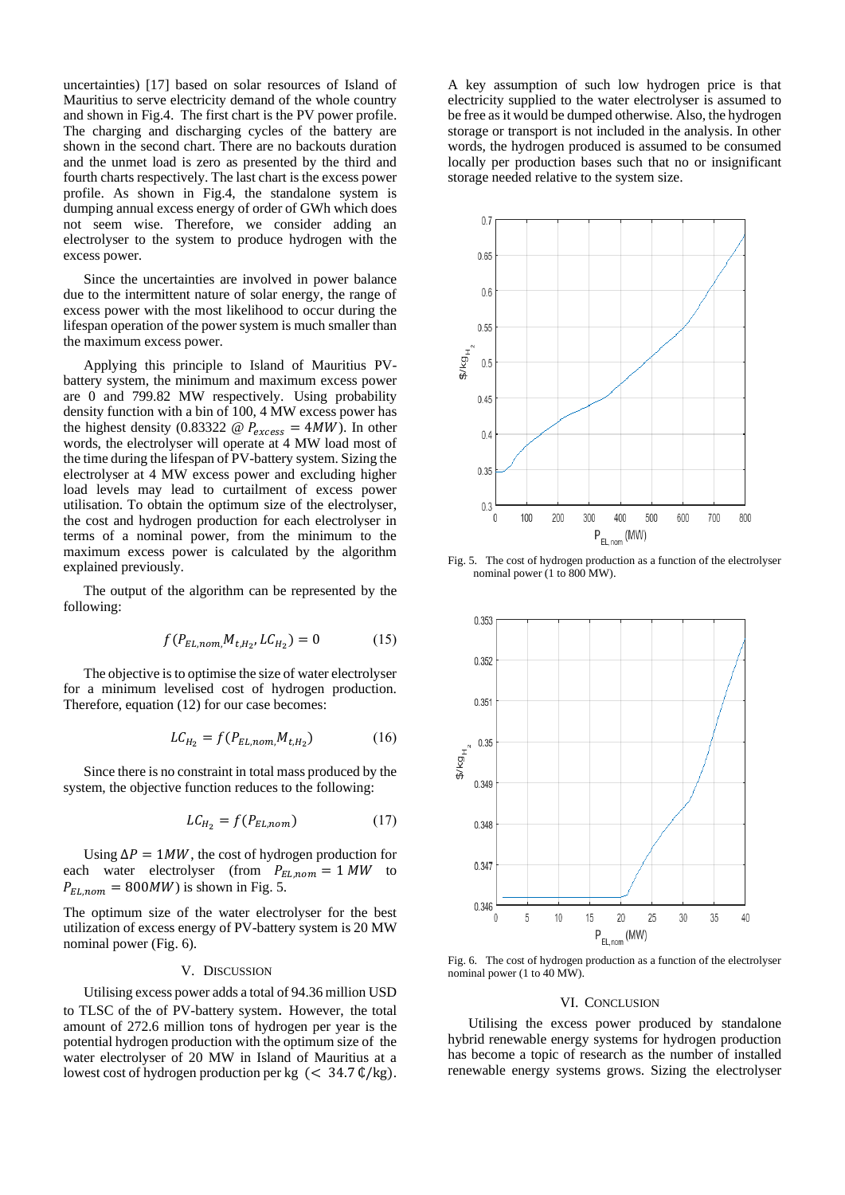uncertainties) [17] based on solar resources of Island of Mauritius to serve electricity demand of the whole country and shown in Fig.4. The first chart is the PV power profile. The charging and discharging cycles of the battery are shown in the second chart. There are no backouts duration and the unmet load is zero as presented by the third and fourth charts respectively. The last chart is the excess power profile. As shown in Fig.4, the standalone system is dumping annual excess energy of order of GWh which does not seem wise. Therefore, we consider adding an electrolyser to the system to produce hydrogen with the excess power.

Since the uncertainties are involved in power balance due to the intermittent nature of solar energy, the range of excess power with the most likelihood to occur during the lifespan operation of the power system is much smaller than the maximum excess power.

Applying this principle to Island of Mauritius PV-battery system, the minimum and maximum excess power are 0 and 799.82 MW respectively. Using probability density function with a bin of 100, 4 MW excess power has the highest density (0.83322 @ $P_{excess} = 4MW$). In other words, the electrolyser will operate at 4 MW load most of the time during the lifespan of PV-battery system. Sizing the electrolyser at 4 MW excess power and excluding higher load levels may lead to curtailment of excess power utilisation. To obtain the optimum size of the electrolyser, the cost and hydrogen production for each electrolyser in terms of a nominal power, from the minimum to the maximum excess power is calculated by the algorithm explained previously.

The output of the algorithm can be represented by the following:

$$f\left(P_{EL,nom}, M_{t,H_2}, LC_{H_2}\right) = 0 \tag{15}$$

The objective is to optimise the size of water electrolyser for a minimum levelised cost of hydrogen production. Therefore, equation (12) for our case becomes:

$$LC_{H_2} = f\left(P_{EL,nom}, M_{t,H_2}\right) \tag{16}$$

Since there is no constraint in total mass produced by the system, the objective function reduces to the following:

$$LC_{H_2} = f\left(P_{EL,nom}\right) \tag{17}$$

Using $\Delta P = 1MW$, the cost of hydrogen production for each water electrolyser (from $P_{EL,nom} = 1\ MW$ to $P_{EL,nom} = 800MW$) is shown in Fig. 5.

The optimum size of the water electrolyser for the best utilization of excess energy of PV-battery system is 20 MW nominal power (Fig. 6).

## V. Discussion

Utilising excess power adds a total of 94.36 million USD to TLSC of the of PV-battery system. However, the total amount of 272.6 million tons of hydrogen per year is the potential hydrogen production with the optimum size of the water electrolyser of 20 MW in Island of Mauritius at a lowest cost of hydrogen production per kg ($< 34.7$ ₵/kg).

A key assumption of such low hydrogen price is that electricity supplied to the water electrolyser is assumed to be free as it would be dumped otherwise. Also, the hydrogen storage or transport is not included in the analysis. In other words, the hydrogen produced is assumed to be consumed locally per production bases such that no or insignificant storage needed relative to the system size.

Fig. 5. The cost of hydrogen production as a function of the electrolyser nominal power (1 to 800 MW).

Fig. 6. The cost of hydrogen production as a function of the electrolyser nominal power (1 to 40 MW).

## VI. Conclusion

Utilising the excess power produced by standalone hybrid renewable energy systems for hydrogen production has become a topic of research as the number of installed renewable energy systems grows. Sizing the electrolyser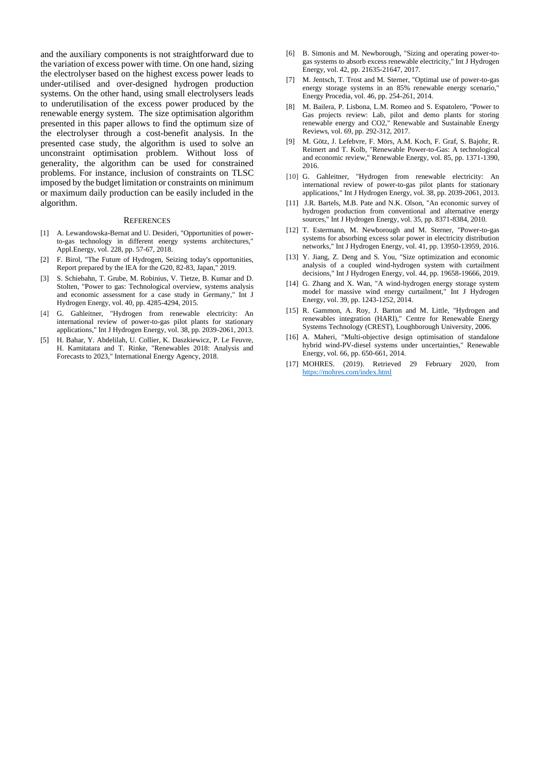and the auxiliary components is not straightforward due to the variation of excess power with time. On one hand, sizing the electrolyser based on the highest excess power leads to under-utilised and over-designed hydrogen production systems. On the other hand, using small electrolysers leads to underutilisation of the excess power produced by the renewable energy system. The size optimisation algorithm presented in this paper allows to find the optimum size of the electrolyser through a cost-benefit analysis. In the presented case study, the algorithm is used to solve an unconstraint optimisation problem. Without loss of generality, the algorithm can be used for constrained problems. For instance, inclusion of constraints on TLSC imposed by the budget limitation or constraints on minimum or maximum daily production can be easily included in the algorithm.

## REFERENCES

[1] A. Lewandowska-Bernat and U. Desideri, "Opportunities of power-to-gas technology in different energy systems architectures," Appl.Energy, vol. 228, pp. 57-67, 2018.

[2] F. Birol, "The Future of Hydrogen, Seizing today's opportunities, Report prepared by the IEA for the G20, 82-83, Japan," 2019.

[3] S. Schiebahn, T. Grube, M. Robinius, V. Tietze, B. Kumar and D. Stolten, "Power to gas: Technological overview, systems analysis and economic assessment for a case study in Germany," Int J Hydrogen Energy, vol. 40, pp. 4285-4294, 2015.

[4] G. Gahleitner, "Hydrogen from renewable electricity: An international review of power-to-gas pilot plants for stationary applications," Int J Hydrogen Energy, vol. 38, pp. 2039-2061, 2013.

[5] H. Bahar, Y. Abdelilah, U. Collier, K. Daszkiewicz, P. Le Feuvre, H. Kamitatara and T. Rinke, "Renewables 2018: Analysis and Forecasts to 2023," International Energy Agency, 2018.

[6] B. Simonis and M. Newborough, "Sizing and operating power-to-gas systems to absorb excess renewable electricity," Int J Hydrogen Energy, vol. 42, pp. 21635-21647, 2017.

[7] M. Jentsch, T. Trost and M. Sterner, "Optimal use of power-to-gas energy storage systems in an 85% renewable energy scenario," Energy Procedia, vol. 46, pp. 254-261, 2014.

[8] M. Bailera, P. Lisbona, L.M. Romeo and S. Espatolero, "Power to Gas projects review: Lab, pilot and demo plants for storing renewable energy and CO2," Renewable and Sustainable Energy Reviews, vol. 69, pp. 292-312, 2017.

[9] M. Götz, J. Lefebvre, F. Mörs, A.M. Koch, F. Graf, S. Bajohr, R. Reimert and T. Kolb, "Renewable Power-to-Gas: A technological and economic review," Renewable Energy, vol. 85, pp. 1371-1390, 2016.

[10] G. Gahleitner, "Hydrogen from renewable electricity: An international review of power-to-gas pilot plants for stationary applications," Int J Hydrogen Energy, vol. 38, pp. 2039-2061, 2013.

[11] J.R. Bartels, M.B. Pate and N.K. Olson, "An economic survey of hydrogen production from conventional and alternative energy sources," Int J Hydrogen Energy, vol. 35, pp. 8371-8384, 2010.

[12] T. Estermann, M. Newborough and M. Sterner, "Power-to-gas systems for absorbing excess solar power in electricity distribution networks," Int J Hydrogen Energy, vol. 41, pp. 13950-13959, 2016.

[13] Y. Jiang, Z. Deng and S. You, "Size optimization and economic analysis of a coupled wind-hydrogen system with curtailment decisions," Int J Hydrogen Energy, vol. 44, pp. 19658-19666, 2019.

[14] G. Zhang and X. Wan, "A wind-hydrogen energy storage system model for massive wind energy curtailment," Int J Hydrogen Energy, vol. 39, pp. 1243-1252, 2014.

[15] R. Gammon, A. Roy, J. Barton and M. Little, "Hydrogen and renewables integration (HARI)," Centre for Renewable Energy Systems Technology (CREST), Loughborough University, 2006.

[16] A. Maheri, "Multi-objective design optimisation of standalone hybrid wind-PV-diesel systems under uncertainties," Renewable Energy, vol. 66, pp. 650-661, 2014.

[17] MOHRES. (2019). Retrieved 29 February 2020, from https://mohres.com/index.html